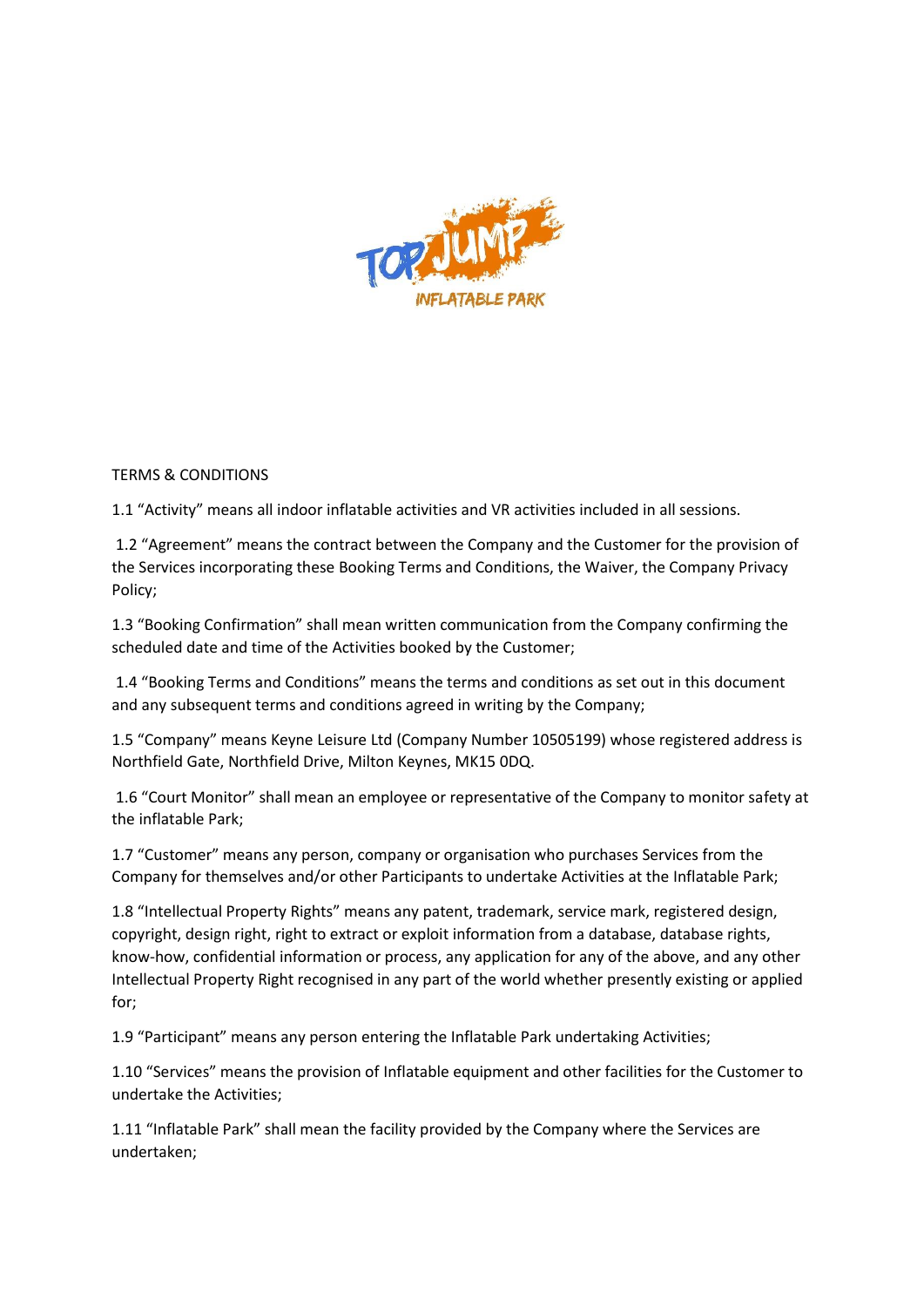TERMS & CONDITIONS

1.1 “Activity” means all indoor inflatable activities and VR activities included in all sessions.

1.2 “Agreement” means the contract between the Company and the Customer for the provision of the Services incorporating these Booking Terms and Conditions, the Waiver, the Company Privacy Policy;

1.3 “Booking Confirmation” shall mean written communication from the Company confirming the scheduled date and time of the Activities booked by the Customer;

1.4 “Booking Terms and Conditions” means the terms and conditions as set out in this document and any subsequent terms and conditions agreed in writing by the Company;

1.5 “Company” means Keyne Leisure Ltd (Company Number 10505199) whose registered address is Northfield Gate, Northfield Drive, Milton Keynes, MK15 0DQ.

1.6 “Court Monitor” shall mean an employee or representative of the Company to monitor safety at the inflatable Park;

1.7 “Customer” means any person, company or organisation who purchases Services from the Company for themselves and/or other Participants to undertake Activities at the Inflatable Park;

1.8 “Intellectual Property Rights” means any patent, trademark, service mark, registered design, copyright, design right, right to extract or exploit information from a database, database rights, know-how, confidential information or process, any application for any of the above, and any other Intellectual Property Right recognised in any part of the world whether presently existing or applied for;

1.9 “Participant” means any person entering the Inflatable Park undertaking Activities;

1.10 “Services” means the provision of Inflatable equipment and other facilities for the Customer to undertake the Activities;

1.11 “Inflatable Park” shall mean the facility provided by the Company where the Services are undertaken;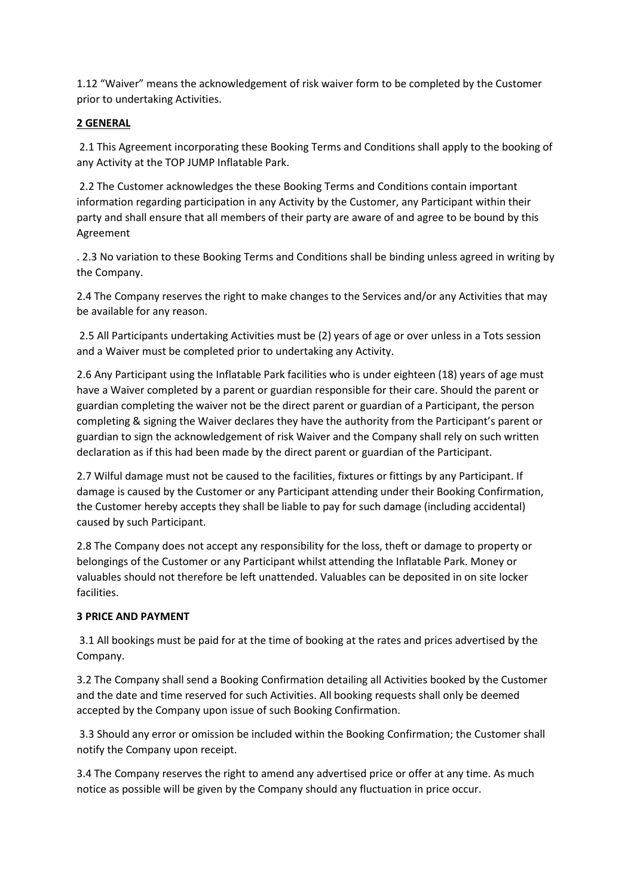1.12 "Waiver" means the acknowledgement of risk waiver form to be completed by the Customer prior to undertaking Activities.

## 2 GENERAL

2.1 This Agreement incorporating these Booking Terms and Conditions shall apply to the booking of any Activity at the TOP JUMP Inflatable Park.

2.2 The Customer acknowledges the these Booking Terms and Conditions contain important information regarding participation in any Activity by the Customer, any Participant within their party and shall ensure that all members of their party are aware of and agree to be bound by this Agreement

. 2.3 No variation to these Booking Terms and Conditions shall be binding unless agreed in writing by the Company.

2.4 The Company reserves the right to make changes to the Services and/or any Activities that may be available for any reason.

2.5 All Participants undertaking Activities must be (2) years of age or over unless in a Tots session and a Waiver must be completed prior to undertaking any Activity.

2.6 Any Participant using the Inflatable Park facilities who is under eighteen (18) years of age must have a Waiver completed by a parent or guardian responsible for their care. Should the parent or guardian completing the waiver not be the direct parent or guardian of a Participant, the person completing & signing the Waiver declares they have the authority from the Participant's parent or guardian to sign the acknowledgement of risk Waiver and the Company shall rely on such written declaration as if this had been made by the direct parent or guardian of the Participant.

2.7 Wilful damage must not be caused to the facilities, fixtures or fittings by any Participant. If damage is caused by the Customer or any Participant attending under their Booking Confirmation, the Customer hereby accepts they shall be liable to pay for such damage (including accidental) caused by such Participant.

2.8 The Company does not accept any responsibility for the loss, theft or damage to property or belongings of the Customer or any Participant whilst attending the Inflatable Park. Money or valuables should not therefore be left unattended. Valuables can be deposited in on site locker facilities.

## 3 PRICE AND PAYMENT

3.1 All bookings must be paid for at the time of booking at the rates and prices advertised by the Company.

3.2 The Company shall send a Booking Confirmation detailing all Activities booked by the Customer and the date and time reserved for such Activities. All booking requests shall only be deemed accepted by the Company upon issue of such Booking Confirmation.

3.3 Should any error or omission be included within the Booking Confirmation; the Customer shall notify the Company upon receipt.

3.4 The Company reserves the right to amend any advertised price or offer at any time. As much notice as possible will be given by the Company should any fluctuation in price occur.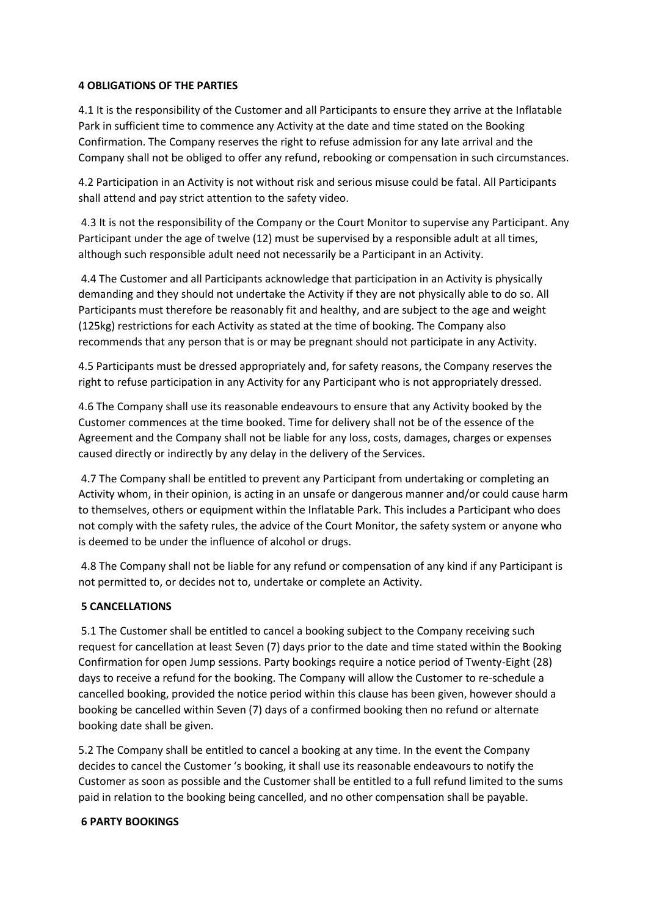**4 OBLIGATIONS OF THE PARTIES**

4.1 It is the responsibility of the Customer and all Participants to ensure they arrive at the Inflatable Park in sufficient time to commence any Activity at the date and time stated on the Booking Confirmation. The Company reserves the right to refuse admission for any late arrival and the Company shall not be obliged to offer any refund, rebooking or compensation in such circumstances.

4.2 Participation in an Activity is not without risk and serious misuse could be fatal. All Participants shall attend and pay strict attention to the safety video.

4.3 It is not the responsibility of the Company or the Court Monitor to supervise any Participant. Any Participant under the age of twelve (12) must be supervised by a responsible adult at all times, although such responsible adult need not necessarily be a Participant in an Activity.

4.4 The Customer and all Participants acknowledge that participation in an Activity is physically demanding and they should not undertake the Activity if they are not physically able to do so. All Participants must therefore be reasonably fit and healthy, and are subject to the age and weight (125kg) restrictions for each Activity as stated at the time of booking. The Company also recommends that any person that is or may be pregnant should not participate in any Activity.

4.5 Participants must be dressed appropriately and, for safety reasons, the Company reserves the right to refuse participation in any Activity for any Participant who is not appropriately dressed.

4.6 The Company shall use its reasonable endeavours to ensure that any Activity booked by the Customer commences at the time booked. Time for delivery shall not be of the essence of the Agreement and the Company shall not be liable for any loss, costs, damages, charges or expenses caused directly or indirectly by any delay in the delivery of the Services.

4.7 The Company shall be entitled to prevent any Participant from undertaking or completing an Activity whom, in their opinion, is acting in an unsafe or dangerous manner and/or could cause harm to themselves, others or equipment within the Inflatable Park. This includes a Participant who does not comply with the safety rules, the advice of the Court Monitor, the safety system or anyone who is deemed to be under the influence of alcohol or drugs.

4.8 The Company shall not be liable for any refund or compensation of any kind if any Participant is not permitted to, or decides not to, undertake or complete an Activity.

**5 CANCELLATIONS**

5.1 The Customer shall be entitled to cancel a booking subject to the Company receiving such request for cancellation at least Seven (7) days prior to the date and time stated within the Booking Confirmation for open Jump sessions. Party bookings require a notice period of Twenty-Eight (28) days to receive a refund for the booking. The Company will allow the Customer to re-schedule a cancelled booking, provided the notice period within this clause has been given, however should a booking be cancelled within Seven (7) days of a confirmed booking then no refund or alternate booking date shall be given.

5.2 The Company shall be entitled to cancel a booking at any time. In the event the Company decides to cancel the Customer 's booking, it shall use its reasonable endeavours to notify the Customer as soon as possible and the Customer shall be entitled to a full refund limited to the sums paid in relation to the booking being cancelled, and no other compensation shall be payable.

**6 PARTY BOOKINGS**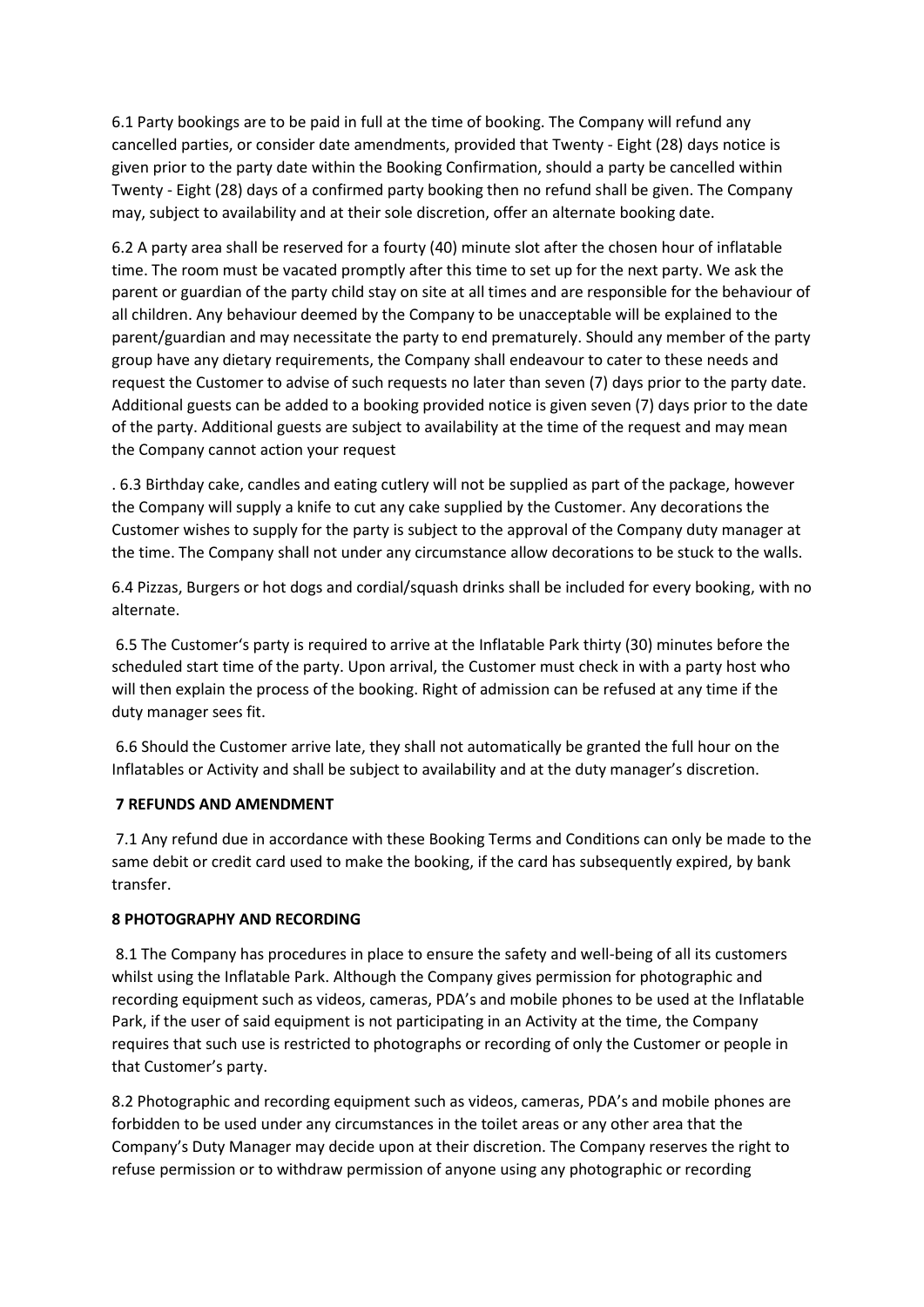6.1 Party bookings are to be paid in full at the time of booking. The Company will refund any cancelled parties, or consider date amendments, provided that Twenty - Eight (28) days notice is given prior to the party date within the Booking Confirmation, should a party be cancelled within Twenty - Eight (28) days of a confirmed party booking then no refund shall be given. The Company may, subject to availability and at their sole discretion, offer an alternate booking date.

6.2 A party area shall be reserved for a fourty (40) minute slot after the chosen hour of inflatable time. The room must be vacated promptly after this time to set up for the next party. We ask the parent or guardian of the party child stay on site at all times and are responsible for the behaviour of all children. Any behaviour deemed by the Company to be unacceptable will be explained to the parent/guardian and may necessitate the party to end prematurely. Should any member of the party group have any dietary requirements, the Company shall endeavour to cater to these needs and request the Customer to advise of such requests no later than seven (7) days prior to the party date. Additional guests can be added to a booking provided notice is given seven (7) days prior to the date of the party. Additional guests are subject to availability at the time of the request and may mean the Company cannot action your request

. 6.3 Birthday cake, candles and eating cutlery will not be supplied as part of the package, however the Company will supply a knife to cut any cake supplied by the Customer. Any decorations the Customer wishes to supply for the party is subject to the approval of the Company duty manager at the time. The Company shall not under any circumstance allow decorations to be stuck to the walls.

6.4 Pizzas, Burgers or hot dogs and cordial/squash drinks shall be included for every booking, with no alternate.

6.5 The Customer's party is required to arrive at the Inflatable Park thirty (30) minutes before the scheduled start time of the party. Upon arrival, the Customer must check in with a party host who will then explain the process of the booking. Right of admission can be refused at any time if the duty manager sees fit.

6.6 Should the Customer arrive late, they shall not automatically be granted the full hour on the Inflatables or Activity and shall be subject to availability and at the duty manager's discretion.

**7 REFUNDS AND AMENDMENT**

7.1 Any refund due in accordance with these Booking Terms and Conditions can only be made to the same debit or credit card used to make the booking, if the card has subsequently expired, by bank transfer.

**8 PHOTOGRAPHY AND RECORDING**

8.1 The Company has procedures in place to ensure the safety and well-being of all its customers whilst using the Inflatable Park. Although the Company gives permission for photographic and recording equipment such as videos, cameras, PDA's and mobile phones to be used at the Inflatable Park, if the user of said equipment is not participating in an Activity at the time, the Company requires that such use is restricted to photographs or recording of only the Customer or people in that Customer's party.

8.2 Photographic and recording equipment such as videos, cameras, PDA's and mobile phones are forbidden to be used under any circumstances in the toilet areas or any other area that the Company's Duty Manager may decide upon at their discretion. The Company reserves the right to refuse permission or to withdraw permission of anyone using any photographic or recording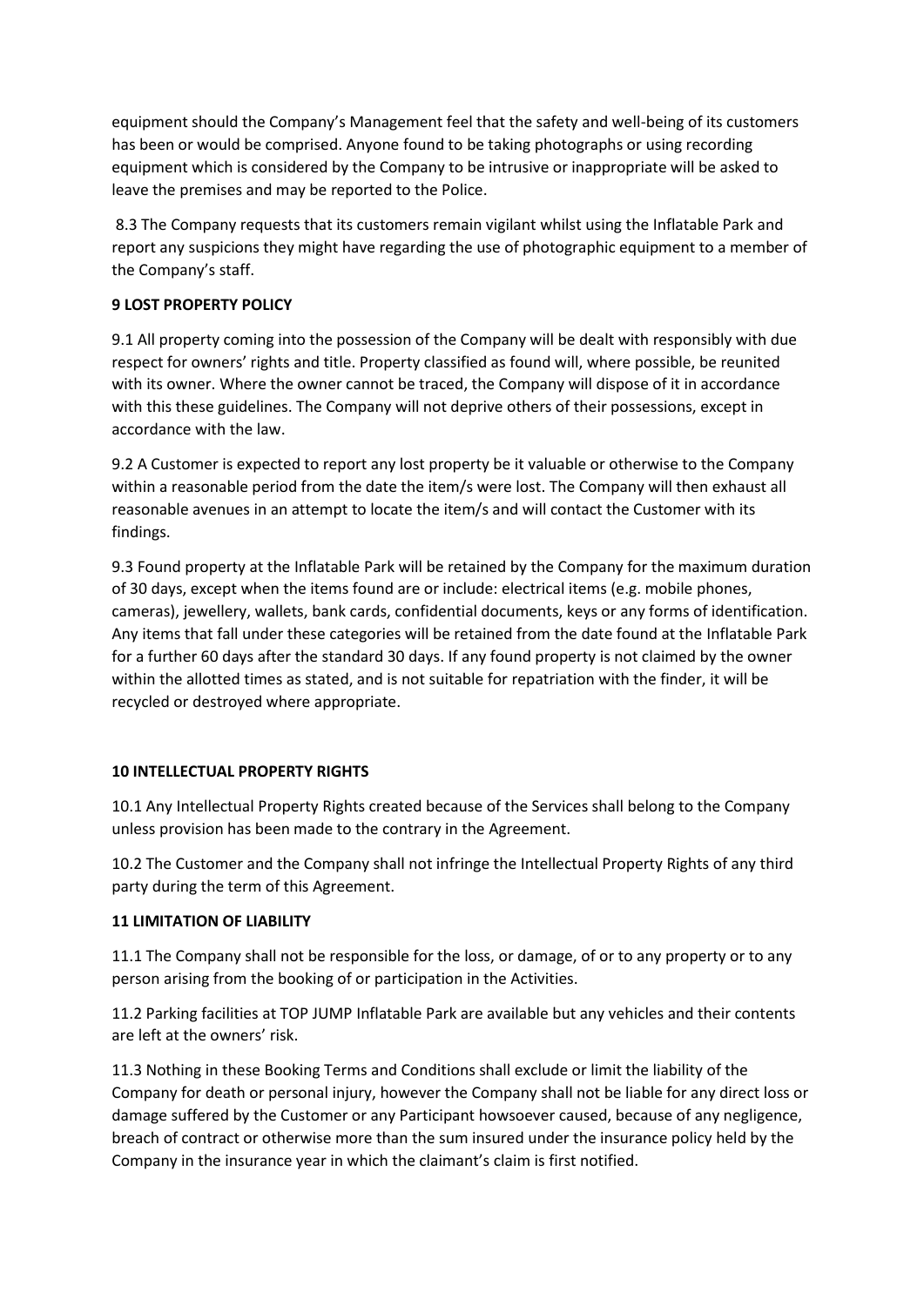equipment should the Company's Management feel that the safety and well-being of its customers has been or would be comprised. Anyone found to be taking photographs or using recording equipment which is considered by the Company to be intrusive or inappropriate will be asked to leave the premises and may be reported to the Police.

8.3 The Company requests that its customers remain vigilant whilst using the Inflatable Park and report any suspicions they might have regarding the use of photographic equipment to a member of the Company's staff.

**9 LOST PROPERTY POLICY**

9.1 All property coming into the possession of the Company will be dealt with responsibly with due respect for owners' rights and title. Property classified as found will, where possible, be reunited with its owner. Where the owner cannot be traced, the Company will dispose of it in accordance with this these guidelines. The Company will not deprive others of their possessions, except in accordance with the law.

9.2 A Customer is expected to report any lost property be it valuable or otherwise to the Company within a reasonable period from the date the item/s were lost. The Company will then exhaust all reasonable avenues in an attempt to locate the item/s and will contact the Customer with its findings.

9.3 Found property at the Inflatable Park will be retained by the Company for the maximum duration of 30 days, except when the items found are or include: electrical items (e.g. mobile phones, cameras), jewellery, wallets, bank cards, confidential documents, keys or any forms of identification. Any items that fall under these categories will be retained from the date found at the Inflatable Park for a further 60 days after the standard 30 days. If any found property is not claimed by the owner within the allotted times as stated, and is not suitable for repatriation with the finder, it will be recycled or destroyed where appropriate.

**10 INTELLECTUAL PROPERTY RIGHTS**

10.1 Any Intellectual Property Rights created because of the Services shall belong to the Company unless provision has been made to the contrary in the Agreement.

10.2 The Customer and the Company shall not infringe the Intellectual Property Rights of any third party during the term of this Agreement.

**11 LIMITATION OF LIABILITY**

11.1 The Company shall not be responsible for the loss, or damage, of or to any property or to any person arising from the booking of or participation in the Activities.

11.2 Parking facilities at TOP JUMP Inflatable Park are available but any vehicles and their contents are left at the owners' risk.

11.3 Nothing in these Booking Terms and Conditions shall exclude or limit the liability of the Company for death or personal injury, however the Company shall not be liable for any direct loss or damage suffered by the Customer or any Participant howsoever caused, because of any negligence, breach of contract or otherwise more than the sum insured under the insurance policy held by the Company in the insurance year in which the claimant's claim is first notified.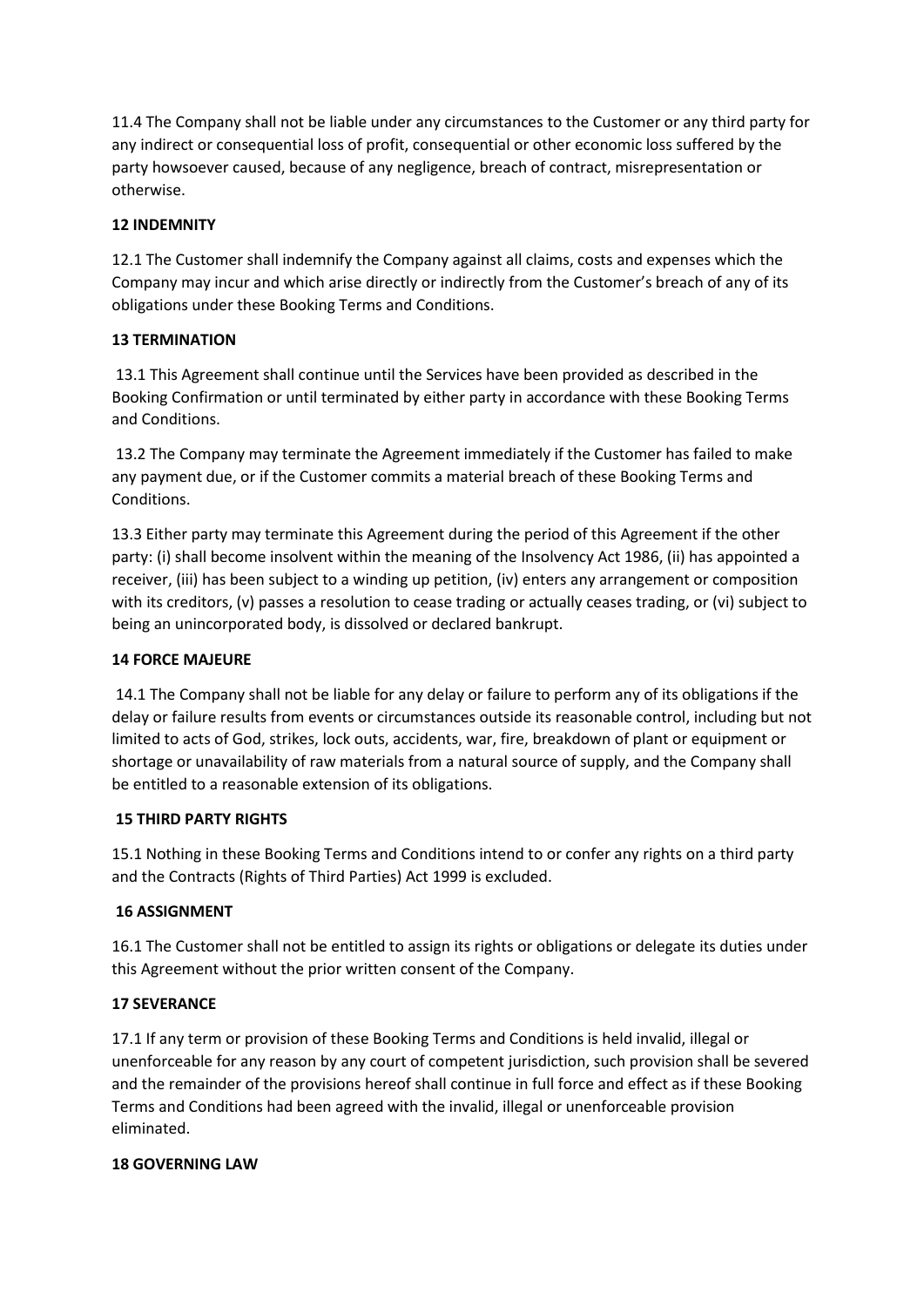11.4 The Company shall not be liable under any circumstances to the Customer or any third party for any indirect or consequential loss of profit, consequential or other economic loss suffered by the party howsoever caused, because of any negligence, breach of contract, misrepresentation or otherwise.

**12 INDEMNITY**

12.1 The Customer shall indemnify the Company against all claims, costs and expenses which the Company may incur and which arise directly or indirectly from the Customer's breach of any of its obligations under these Booking Terms and Conditions.

**13 TERMINATION**

13.1 This Agreement shall continue until the Services have been provided as described in the Booking Confirmation or until terminated by either party in accordance with these Booking Terms and Conditions.

13.2 The Company may terminate the Agreement immediately if the Customer has failed to make any payment due, or if the Customer commits a material breach of these Booking Terms and Conditions.

13.3 Either party may terminate this Agreement during the period of this Agreement if the other party: (i) shall become insolvent within the meaning of the Insolvency Act 1986, (ii) has appointed a receiver, (iii) has been subject to a winding up petition, (iv) enters any arrangement or composition with its creditors, (v) passes a resolution to cease trading or actually ceases trading, or (vi) subject to being an unincorporated body, is dissolved or declared bankrupt.

**14 FORCE MAJEURE**

14.1 The Company shall not be liable for any delay or failure to perform any of its obligations if the delay or failure results from events or circumstances outside its reasonable control, including but not limited to acts of God, strikes, lock outs, accidents, war, fire, breakdown of plant or equipment or shortage or unavailability of raw materials from a natural source of supply, and the Company shall be entitled to a reasonable extension of its obligations.

**15 THIRD PARTY RIGHTS**

15.1 Nothing in these Booking Terms and Conditions intend to or confer any rights on a third party and the Contracts (Rights of Third Parties) Act 1999 is excluded.

**16 ASSIGNMENT**

16.1 The Customer shall not be entitled to assign its rights or obligations or delegate its duties under this Agreement without the prior written consent of the Company.

**17 SEVERANCE**

17.1 If any term or provision of these Booking Terms and Conditions is held invalid, illegal or unenforceable for any reason by any court of competent jurisdiction, such provision shall be severed and the remainder of the provisions hereof shall continue in full force and effect as if these Booking Terms and Conditions had been agreed with the invalid, illegal or unenforceable provision eliminated.

**18 GOVERNING LAW**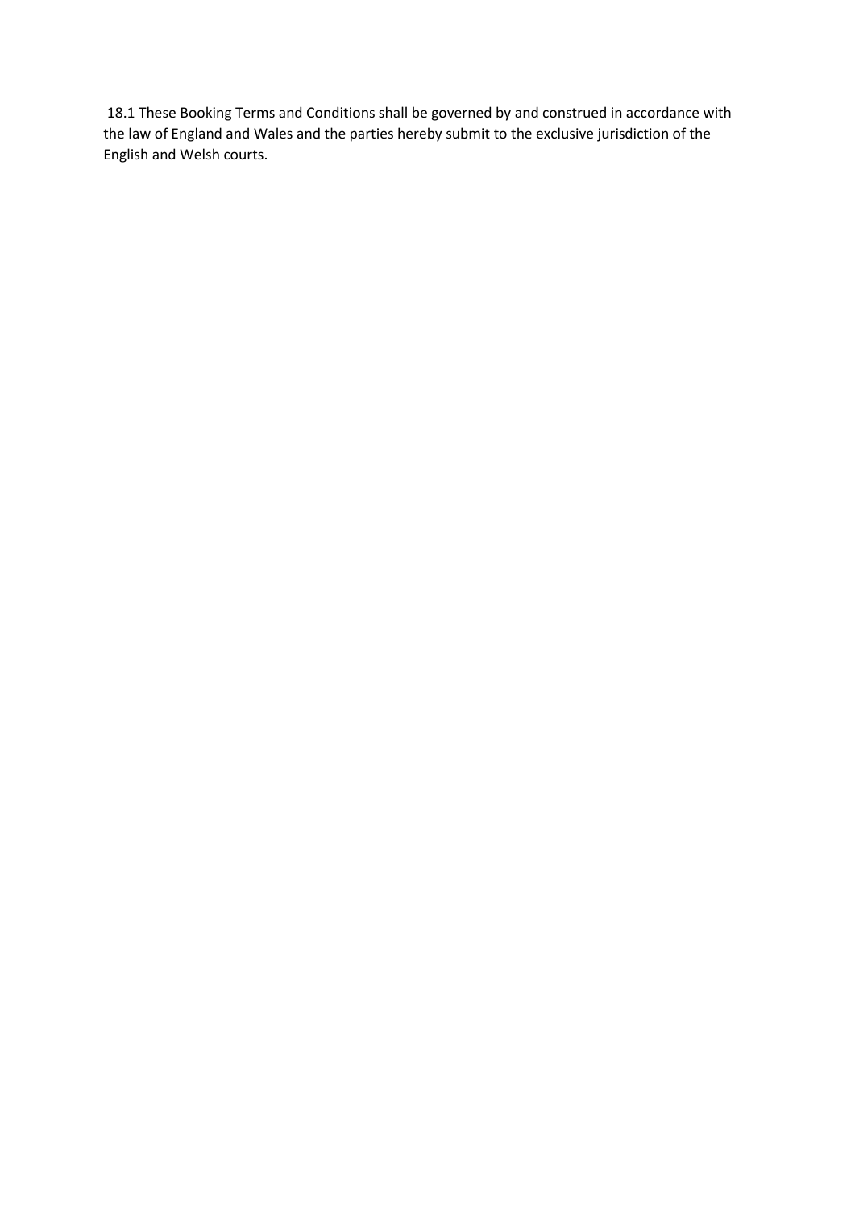18.1 These Booking Terms and Conditions shall be governed by and construed in accordance with the law of England and Wales and the parties hereby submit to the exclusive jurisdiction of the English and Welsh courts.